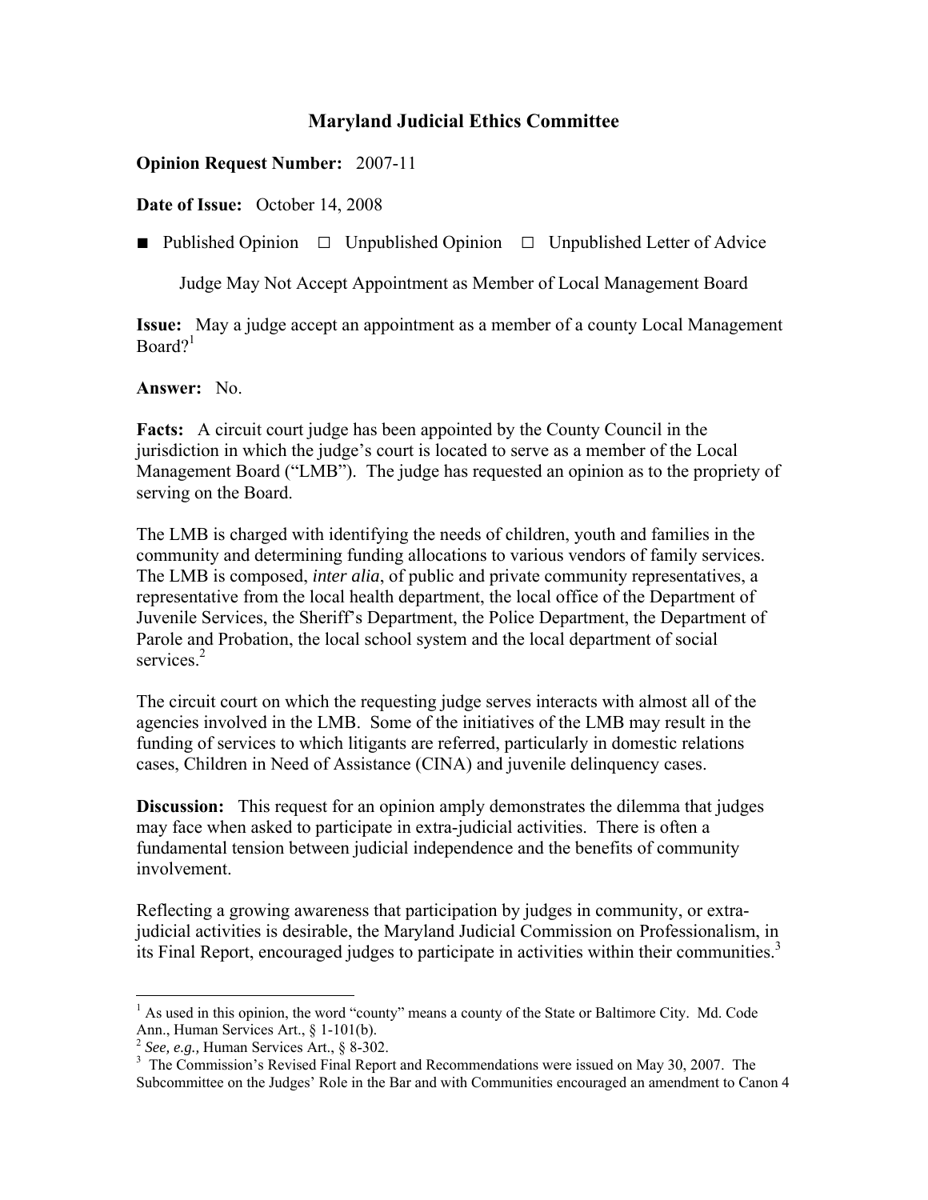## Maryland Judicial Ethics Committee

**Opinion Request Number:** 2007-11

**Date of Issue:** October 14, 2008

■ Published Opinion ☐ Unpublished Opinion ☐ Unpublished Letter of Advice

Judge May Not Accept Appointment as Member of Local Management Board

**Issue:** May a judge accept an appointment as a member of a county Local Management Board?[1]

**Answer:** No.

**Facts:** A circuit court judge has been appointed by the County Council in the jurisdiction in which the judge's court is located to serve as a member of the Local Management Board ("LMB"). The judge has requested an opinion as to the propriety of serving on the Board.

The LMB is charged with identifying the needs of children, youth and families in the community and determining funding allocations to various vendors of family services. The LMB is composed, *inter alia*, of public and private community representatives, a representative from the local health department, the local office of the Department of Juvenile Services, the Sheriff's Department, the Police Department, the Department of Parole and Probation, the local school system and the local department of social services.[2]

The circuit court on which the requesting judge serves interacts with almost all of the agencies involved in the LMB. Some of the initiatives of the LMB may result in the funding of services to which litigants are referred, particularly in domestic relations cases, Children in Need of Assistance (CINA) and juvenile delinquency cases.

**Discussion:** This request for an opinion amply demonstrates the dilemma that judges may face when asked to participate in extra-judicial activities. There is often a fundamental tension between judicial independence and the benefits of community involvement.

Reflecting a growing awareness that participation by judges in community, or extra-judicial activities is desirable, the Maryland Judicial Commission on Professionalism, in its Final Report, encouraged judges to participate in activities within their communities.[3]

---

[1] As used in this opinion, the word "county" means a county of the State or Baltimore City. Md. Code Ann., Human Services Art., § 1-101(b).

[2] *See, e.g.,* Human Services Art., § 8-302.

[3] The Commission's Revised Final Report and Recommendations were issued on May 30, 2007. The Subcommittee on the Judges' Role in the Bar and with Communities encouraged an amendment to Canon 4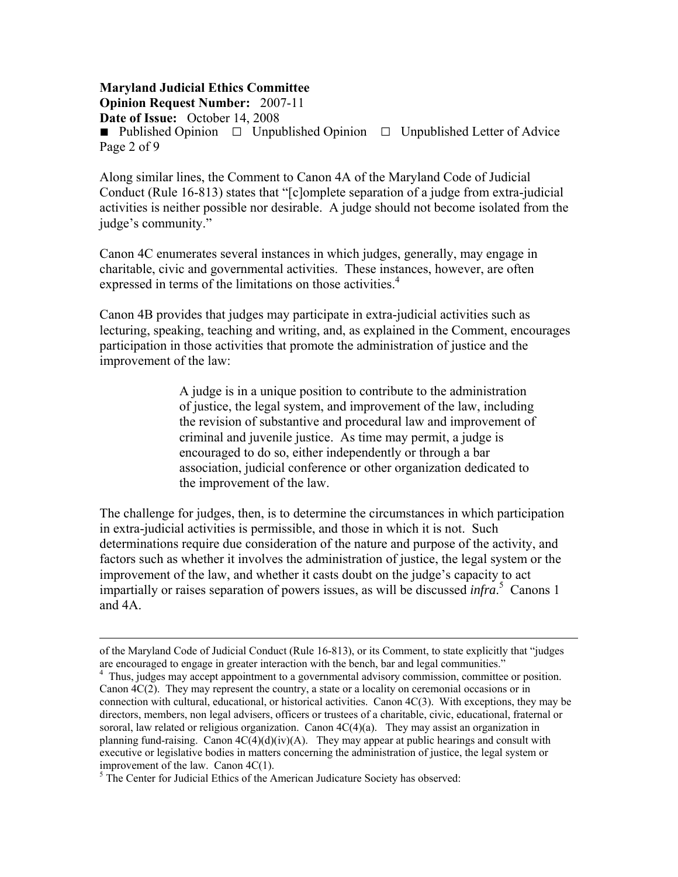Along similar lines, the Comment to Canon 4A of the Maryland Code of Judicial Conduct (Rule 16-813) states that "[c]omplete separation of a judge from extra-judicial activities is neither possible nor desirable. A judge should not become isolated from the judge's community."

Canon 4C enumerates several instances in which judges, generally, may engage in charitable, civic and governmental activities. These instances, however, are often expressed in terms of the limitations on those activities.[4]

Canon 4B provides that judges may participate in extra-judicial activities such as lecturing, speaking, teaching and writing, and, as explained in the Comment, encourages participation in those activities that promote the administration of justice and the improvement of the law:

> A judge is in a unique position to contribute to the administration of justice, the legal system, and improvement of the law, including the revision of substantive and procedural law and improvement of criminal and juvenile justice. As time may permit, a judge is encouraged to do so, either independently or through a bar association, judicial conference or other organization dedicated to the improvement of the law.

The challenge for judges, then, is to determine the circumstances in which participation in extra-judicial activities is permissible, and those in which it is not. Such determinations require due consideration of the nature and purpose of the activity, and factors such as whether it involves the administration of justice, the legal system or the improvement of the law, and whether it casts doubt on the judge's capacity to act impartially or raises separation of powers issues, as will be discussed *infra*.[5] Canons 1 and 4A.

---

of the Maryland Code of Judicial Conduct (Rule 16-813), or its Comment, to state explicitly that "judges are encouraged to engage in greater interaction with the bench, bar and legal communities."

[4] Thus, judges may accept appointment to a governmental advisory commission, committee or position. Canon 4C(2). They may represent the country, a state or a locality on ceremonial occasions or in connection with cultural, educational, or historical activities. Canon 4C(3). With exceptions, they may be directors, members, non legal advisers, officers or trustees of a charitable, civic, educational, fraternal or sororal, law related or religious organization. Canon 4C(4)(a). They may assist an organization in planning fund-raising. Canon 4C(4)(d)(iv)(A). They may appear at public hearings and consult with executive or legislative bodies in matters concerning the administration of justice, the legal system or improvement of the law. Canon 4C(1).

[5] The Center for Judicial Ethics of the American Judicature Society has observed: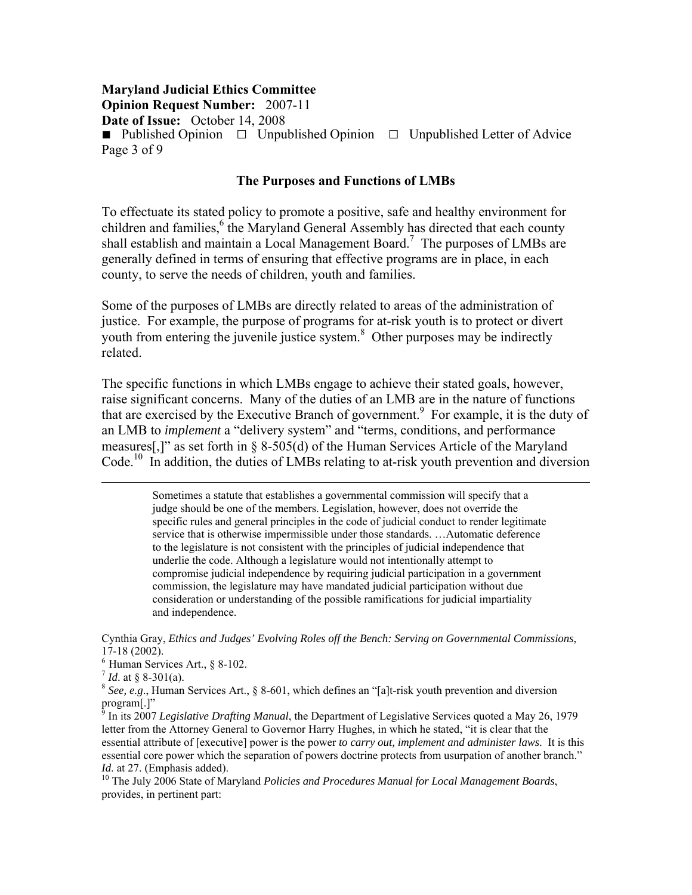### The Purposes and Functions of LMBs

To effectuate its stated policy to promote a positive, safe and healthy environment for children and families,[6] the Maryland General Assembly has directed that each county shall establish and maintain a Local Management Board.[7] The purposes of LMBs are generally defined in terms of ensuring that effective programs are in place, in each county, to serve the needs of children, youth and families.

Some of the purposes of LMBs are directly related to areas of the administration of justice. For example, the purpose of programs for at-risk youth is to protect or divert youth from entering the juvenile justice system.[8] Other purposes may be indirectly related.

The specific functions in which LMBs engage to achieve their stated goals, however, raise significant concerns. Many of the duties of an LMB are in the nature of functions that are exercised by the Executive Branch of government.[9] For example, it is the duty of an LMB to *implement* a "delivery system" and "terms, conditions, and performance measures[,]" as set forth in § 8-505(d) of the Human Services Article of the Maryland Code.[10] In addition, the duties of LMBs relating to at-risk youth prevention and diversion

---

> Sometimes a statute that establishes a governmental commission will specify that a judge should be one of the members. Legislation, however, does not override the specific rules and general principles in the code of judicial conduct to render legitimate service that is otherwise impermissible under those standards. …Automatic deference to the legislature is not consistent with the principles of judicial independence that underlie the code. Although a legislature would not intentionally attempt to compromise judicial independence by requiring judicial participation in a government commission, the legislature may have mandated judicial participation without due consideration or understanding of the possible ramifications for judicial impartiality and independence.

Cynthia Gray, *Ethics and Judges' Evolving Roles off the Bench: Serving on Governmental Commissions*, 17-18 (2002).

[6] Human Services Art., § 8-102.

[7] *Id*. at § 8-301(a).

[8] *See, e.g*., Human Services Art., § 8-601, which defines an "[a]t-risk youth prevention and diversion program[.]"

[9] In its 2007 *Legislative Drafting Manual*, the Department of Legislative Services quoted a May 26, 1979 letter from the Attorney General to Governor Harry Hughes, in which he stated, "it is clear that the essential attribute of [executive] power is the power *to carry out, implement and administer laws*. It is this essential core power which the separation of powers doctrine protects from usurpation of another branch." *Id.* at 27. (Emphasis added).

[10] The July 2006 State of Maryland *Policies and Procedures Manual for Local Management Boards*, provides, in pertinent part: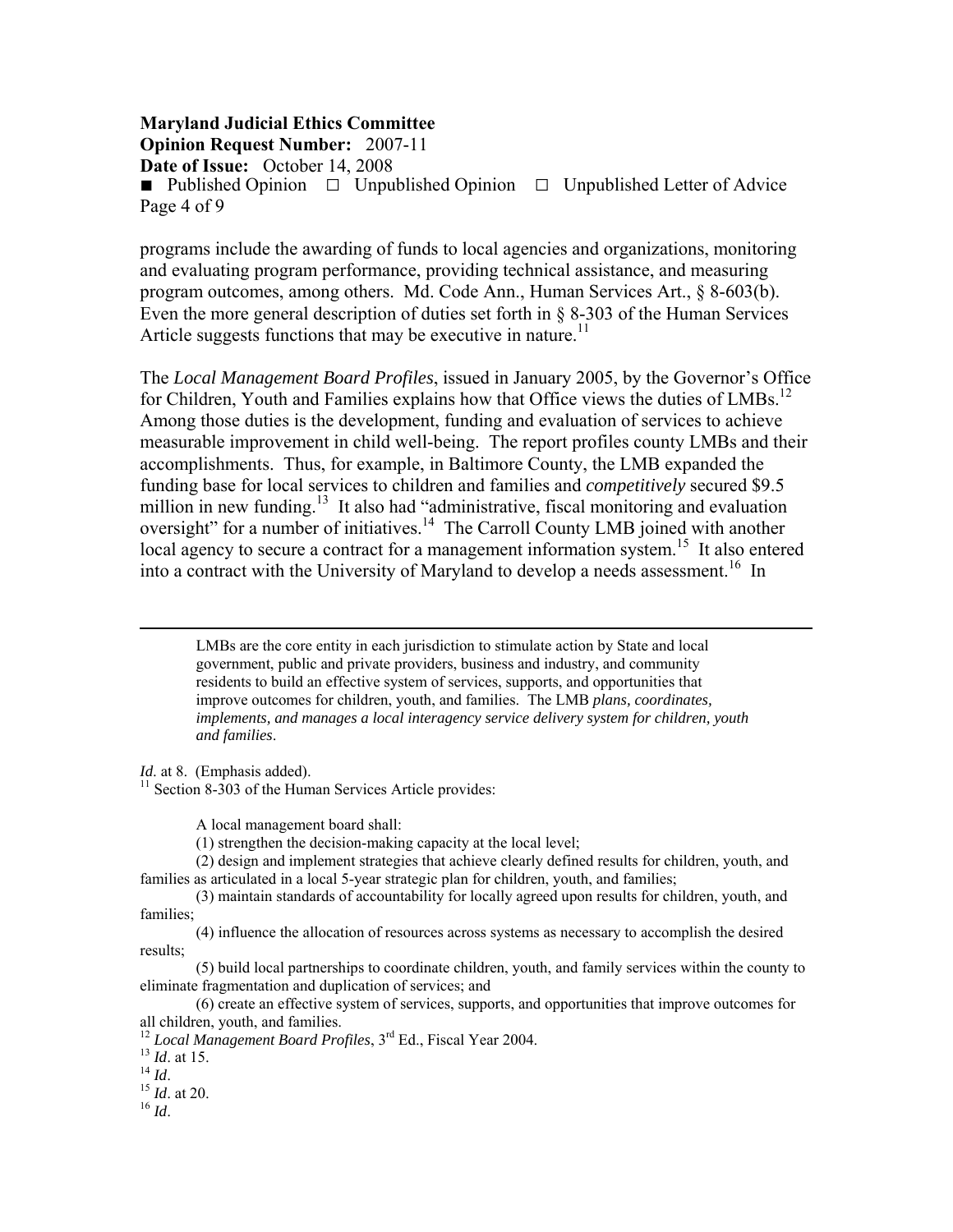programs include the awarding of funds to local agencies and organizations, monitoring and evaluating program performance, providing technical assistance, and measuring program outcomes, among others. Md. Code Ann., Human Services Art., § 8-603(b). Even the more general description of duties set forth in § 8-303 of the Human Services Article suggests functions that may be executive in nature.[11]

The *Local Management Board Profiles*, issued in January 2005, by the Governor's Office for Children, Youth and Families explains how that Office views the duties of LMBs.[12] Among those duties is the development, funding and evaluation of services to achieve measurable improvement in child well-being. The report profiles county LMBs and their accomplishments. Thus, for example, in Baltimore County, the LMB expanded the funding base for local services to children and families and *competitively* secured $9.5 million in new funding.[13] It also had "administrative, fiscal monitoring and evaluation oversight" for a number of initiatives.[14] The Carroll County LMB joined with another local agency to secure a contract for a management information system.[15] It also entered into a contract with the University of Maryland to develop a needs assessment.[16] In

---

> LMBs are the core entity in each jurisdiction to stimulate action by State and local government, public and private providers, business and industry, and community residents to build an effective system of services, supports, and opportunities that improve outcomes for children, youth, and families. The LMB *plans, coordinates, implements, and manages a local interagency service delivery system for children, youth and families*.

*Id.* at 8. (Emphasis added).

[11] Section 8-303 of the Human Services Article provides:

> A local management board shall:
>
> (1) strengthen the decision-making capacity at the local level;
>
> (2) design and implement strategies that achieve clearly defined results for children, youth, and families as articulated in a local 5-year strategic plan for children, youth, and families;
>
> (3) maintain standards of accountability for locally agreed upon results for children, youth, and families;
>
> (4) influence the allocation of resources across systems as necessary to accomplish the desired results;
>
> (5) build local partnerships to coordinate children, youth, and family services within the county to eliminate fragmentation and duplication of services; and
>
> (6) create an effective system of services, supports, and opportunities that improve outcomes for all children, youth, and families.

[12] *Local Management Board Profiles*, 3rd Ed., Fiscal Year 2004.

[13] *Id*. at 15.

[14] *Id*.

[15] *Id*. at 20.

[16] *Id*.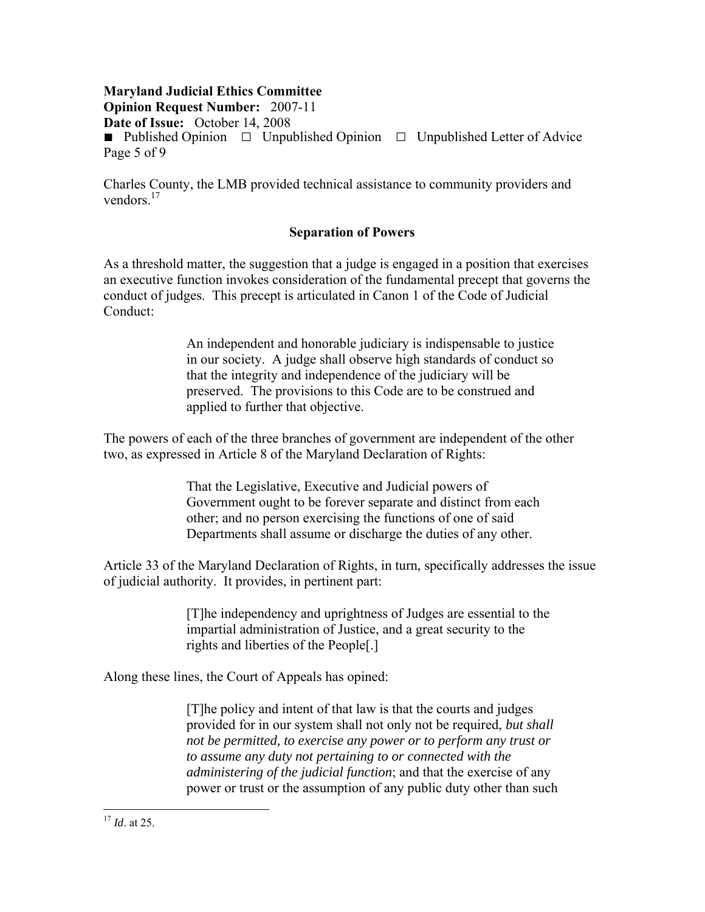Charles County, the LMB provided technical assistance to community providers and vendors.[17]

### Separation of Powers

As a threshold matter, the suggestion that a judge is engaged in a position that exercises an executive function invokes consideration of the fundamental precept that governs the conduct of judges. This precept is articulated in Canon 1 of the Code of Judicial Conduct:

> An independent and honorable judiciary is indispensable to justice in our society. A judge shall observe high standards of conduct so that the integrity and independence of the judiciary will be preserved. The provisions to this Code are to be construed and applied to further that objective.

The powers of each of the three branches of government are independent of the other two, as expressed in Article 8 of the Maryland Declaration of Rights:

> That the Legislative, Executive and Judicial powers of Government ought to be forever separate and distinct from each other; and no person exercising the functions of one of said Departments shall assume or discharge the duties of any other.

Article 33 of the Maryland Declaration of Rights, in turn, specifically addresses the issue of judicial authority. It provides, in pertinent part:

> [T]he independency and uprightness of Judges are essential to the impartial administration of Justice, and a great security to the rights and liberties of the People[.]

Along these lines, the Court of Appeals has opined:

> [T]he policy and intent of that law is that the courts and judges provided for in our system shall not only not be required, *but shall not be permitted, to exercise any power or to perform any trust or to assume any duty not pertaining to or connected with the administering of the judicial function*; and that the exercise of any power or trust or the assumption of any public duty other than such

[17] *Id*. at 25.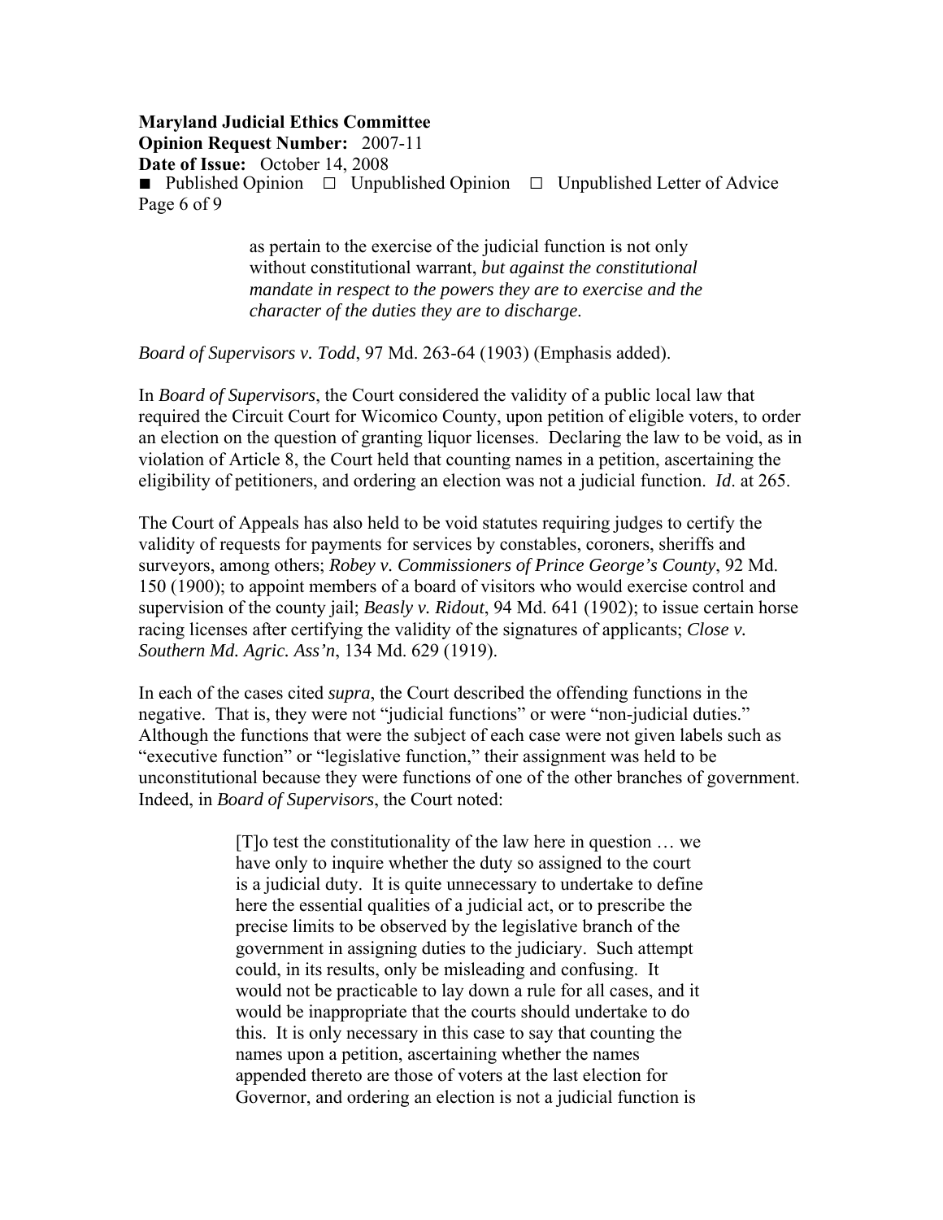> as pertain to the exercise of the judicial function is not only without constitutional warrant, *but against the constitutional mandate in respect to the powers they are to exercise and the character of the duties they are to discharge*.

*Board of Supervisors v. Todd*, 97 Md. 263-64 (1903) (Emphasis added).

In *Board of Supervisors*, the Court considered the validity of a public local law that required the Circuit Court for Wicomico County, upon petition of eligible voters, to order an election on the question of granting liquor licenses. Declaring the law to be void, as in violation of Article 8, the Court held that counting names in a petition, ascertaining the eligibility of petitioners, and ordering an election was not a judicial function. *Id*. at 265.

The Court of Appeals has also held to be void statutes requiring judges to certify the validity of requests for payments for services by constables, coroners, sheriffs and surveyors, among others; *Robey v. Commissioners of Prince George's County*, 92 Md. 150 (1900); to appoint members of a board of visitors who would exercise control and supervision of the county jail; *Beasly v. Ridout*, 94 Md. 641 (1902); to issue certain horse racing licenses after certifying the validity of the signatures of applicants; *Close v. Southern Md. Agric. Ass'n*, 134 Md. 629 (1919).

In each of the cases cited *supra*, the Court described the offending functions in the negative. That is, they were not "judicial functions" or were "non-judicial duties." Although the functions that were the subject of each case were not given labels such as "executive function" or "legislative function," their assignment was held to be unconstitutional because they were functions of one of the other branches of government. Indeed, in *Board of Supervisors*, the Court noted:

> [T]o test the constitutionality of the law here in question … we have only to inquire whether the duty so assigned to the court is a judicial duty. It is quite unnecessary to undertake to define here the essential qualities of a judicial act, or to prescribe the precise limits to be observed by the legislative branch of the government in assigning duties to the judiciary. Such attempt could, in its results, only be misleading and confusing. It would not be practicable to lay down a rule for all cases, and it would be inappropriate that the courts should undertake to do this. It is only necessary in this case to say that counting the names upon a petition, ascertaining whether the names appended thereto are those of voters at the last election for Governor, and ordering an election is not a judicial function is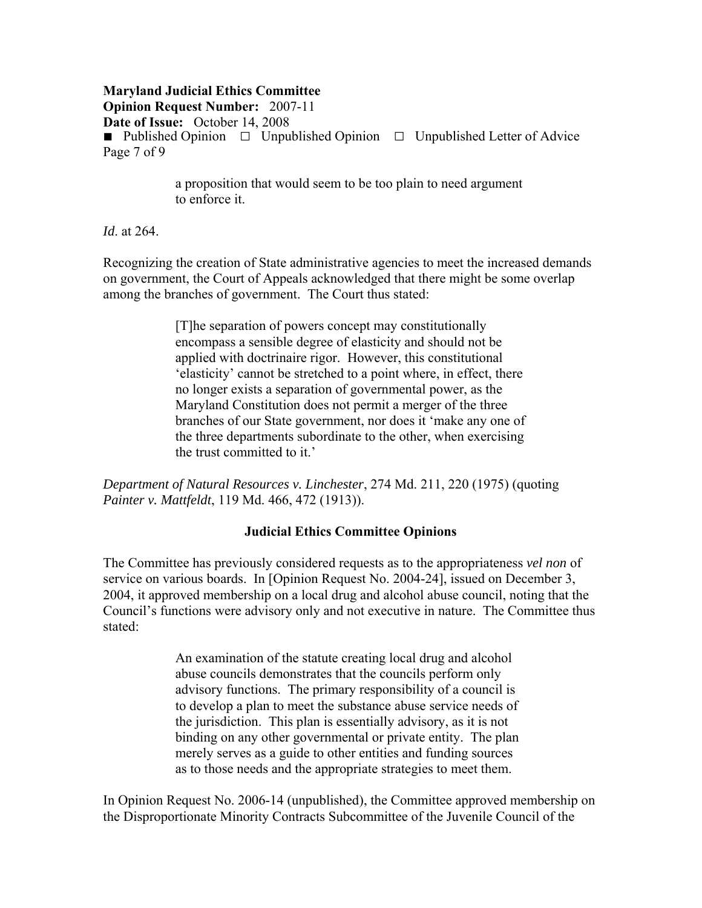> a proposition that would seem to be too plain to need argument to enforce it.

*Id*. at 264.

Recognizing the creation of State administrative agencies to meet the increased demands on government, the Court of Appeals acknowledged that there might be some overlap among the branches of government. The Court thus stated:

> [T]he separation of powers concept may constitutionally encompass a sensible degree of elasticity and should not be applied with doctrinaire rigor. However, this constitutional 'elasticity' cannot be stretched to a point where, in effect, there no longer exists a separation of governmental power, as the Maryland Constitution does not permit a merger of the three branches of our State government, nor does it 'make any one of the three departments subordinate to the other, when exercising the trust committed to it.'

*Department of Natural Resources v. Linchester*, 274 Md. 211, 220 (1975) (quoting *Painter v. Mattfeldt*, 119 Md. 466, 472 (1913)).

### Judicial Ethics Committee Opinions

The Committee has previously considered requests as to the appropriateness *vel non* of service on various boards. In [Opinion Request No. 2004-24], issued on December 3, 2004, it approved membership on a local drug and alcohol abuse council, noting that the Council's functions were advisory only and not executive in nature. The Committee thus stated:

> An examination of the statute creating local drug and alcohol abuse councils demonstrates that the councils perform only advisory functions. The primary responsibility of a council is to develop a plan to meet the substance abuse service needs of the jurisdiction. This plan is essentially advisory, as it is not binding on any other governmental or private entity. The plan merely serves as a guide to other entities and funding sources as to those needs and the appropriate strategies to meet them.

In Opinion Request No. 2006-14 (unpublished), the Committee approved membership on the Disproportionate Minority Contracts Subcommittee of the Juvenile Council of the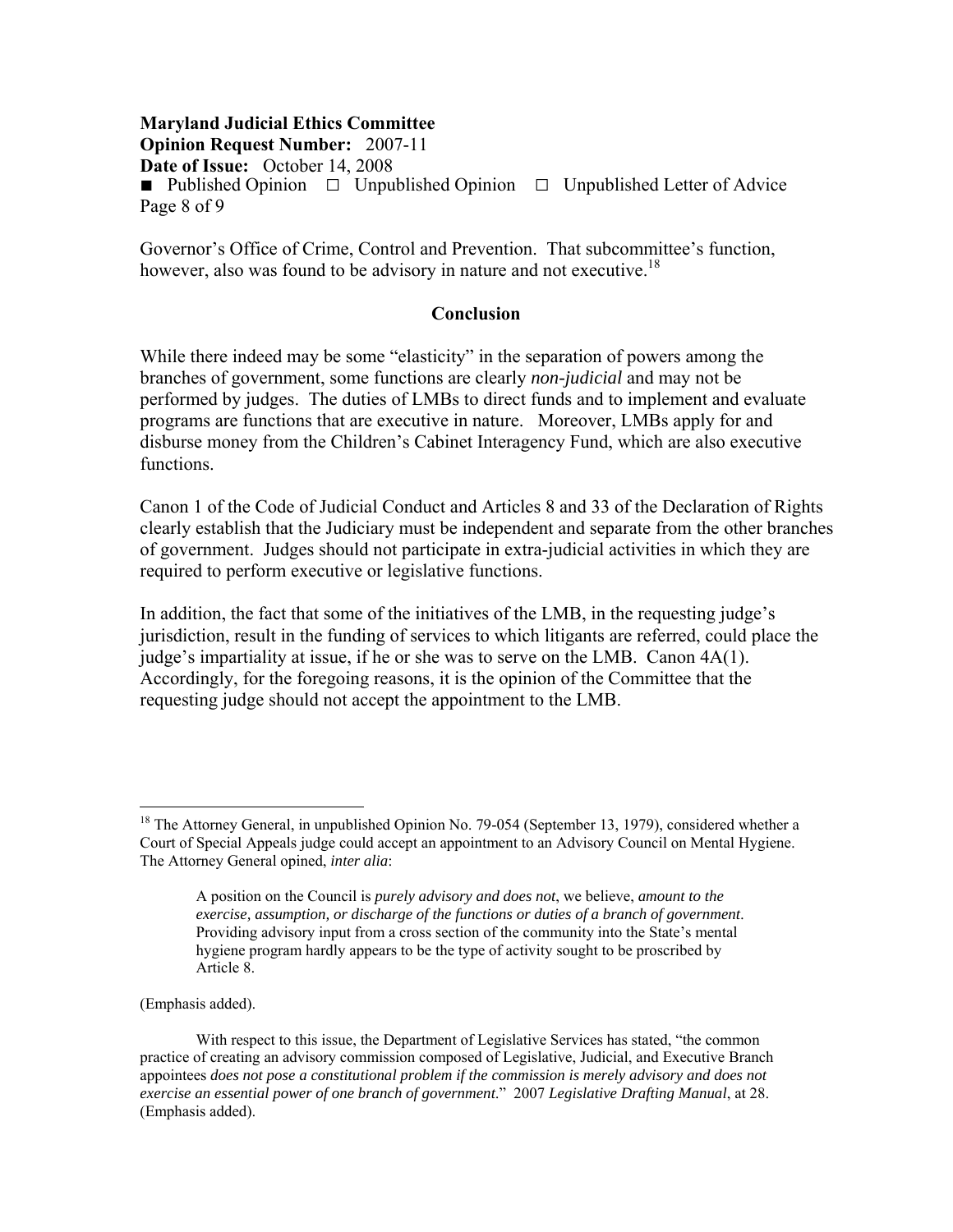Governor's Office of Crime, Control and Prevention. That subcommittee's function, however, also was found to be advisory in nature and not executive.[18]

## Conclusion

While there indeed may be some "elasticity" in the separation of powers among the branches of government, some functions are clearly *non-judicial* and may not be performed by judges. The duties of LMBs to direct funds and to implement and evaluate programs are functions that are executive in nature. Moreover, LMBs apply for and disburse money from the Children's Cabinet Interagency Fund, which are also executive functions.

Canon 1 of the Code of Judicial Conduct and Articles 8 and 33 of the Declaration of Rights clearly establish that the Judiciary must be independent and separate from the other branches of government. Judges should not participate in extra-judicial activities in which they are required to perform executive or legislative functions.

In addition, the fact that some of the initiatives of the LMB, in the requesting judge's jurisdiction, result in the funding of services to which litigants are referred, could place the judge's impartiality at issue, if he or she was to serve on the LMB. Canon 4A(1). Accordingly, for the foregoing reasons, it is the opinion of the Committee that the requesting judge should not accept the appointment to the LMB.

---

[18] The Attorney General, in unpublished Opinion No. 79-054 (September 13, 1979), considered whether a Court of Special Appeals judge could accept an appointment to an Advisory Council on Mental Hygiene. The Attorney General opined, *inter alia*:

> A position on the Council is *purely advisory and does not*, we believe, *amount to the exercise, assumption, or discharge of the functions or duties of a branch of government*. Providing advisory input from a cross section of the community into the State's mental hygiene program hardly appears to be the type of activity sought to be proscribed by Article 8.

(Emphasis added).

With respect to this issue, the Department of Legislative Services has stated, "the common practice of creating an advisory commission composed of Legislative, Judicial, and Executive Branch appointees *does not pose a constitutional problem if the commission is merely advisory and does not exercise an essential power of one branch of government*." 2007 *Legislative Drafting Manual*, at 28. (Emphasis added).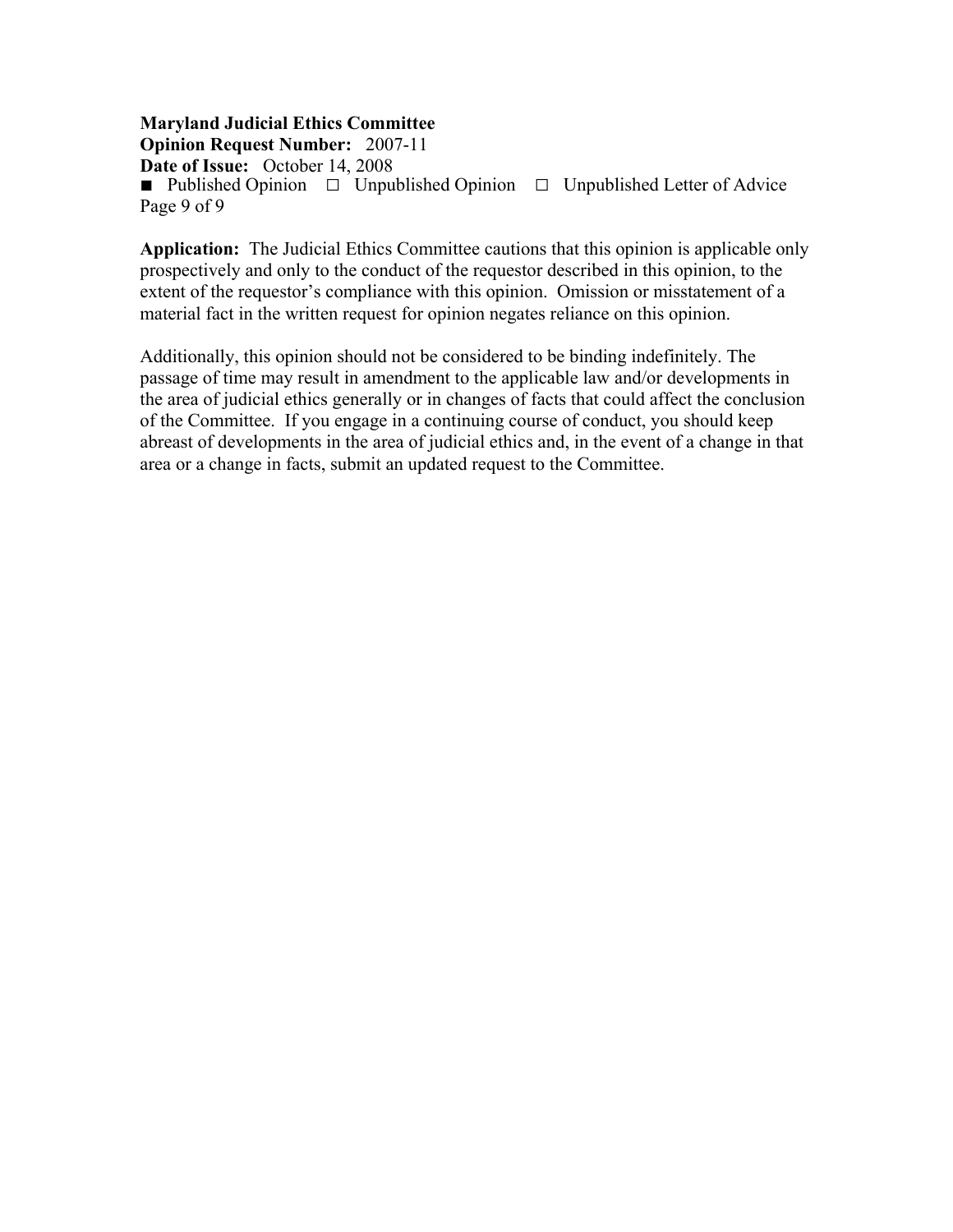**Application:** The Judicial Ethics Committee cautions that this opinion is applicable only prospectively and only to the conduct of the requestor described in this opinion, to the extent of the requestor's compliance with this opinion. Omission or misstatement of a material fact in the written request for opinion negates reliance on this opinion.

Additionally, this opinion should not be considered to be binding indefinitely. The passage of time may result in amendment to the applicable law and/or developments in the area of judicial ethics generally or in changes of facts that could affect the conclusion of the Committee. If you engage in a continuing course of conduct, you should keep abreast of developments in the area of judicial ethics and, in the event of a change in that area or a change in facts, submit an updated request to the Committee.